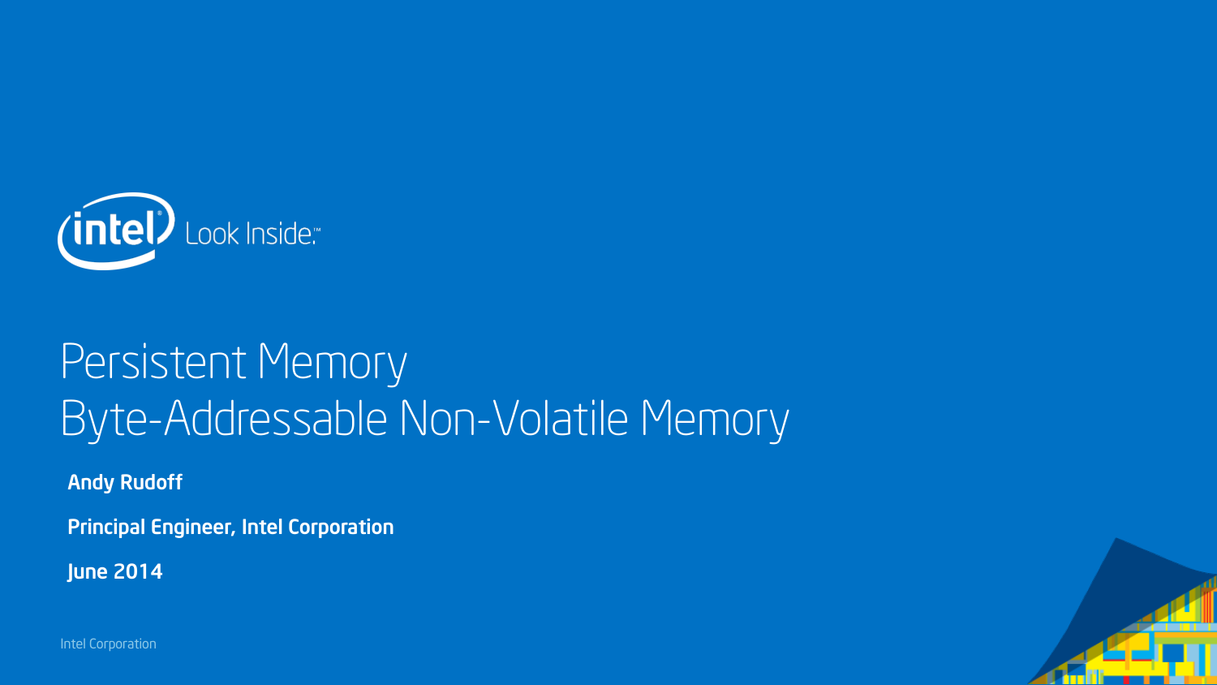intel Look Inside.™

# Persistent Memory
# Byte-Addressable Non-Volatile Memory

**Andy Rudoff**

**Principal Engineer, Intel Corporation**

**June 2014**

Intel Corporation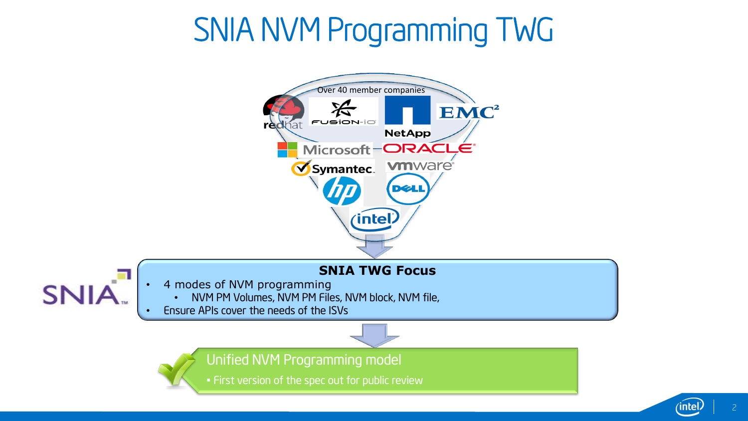# SNIA NVM Programming TWG

Over 40 member companies

**SNIA TWG Focus**

- 4 modes of NVM programming
  - NVM PM Volumes, NVM PM Files, NVM block, NVM file,
- Ensure APIs cover the needs of the ISVs

Unified NVM Programming model

- First version of the spec out for public review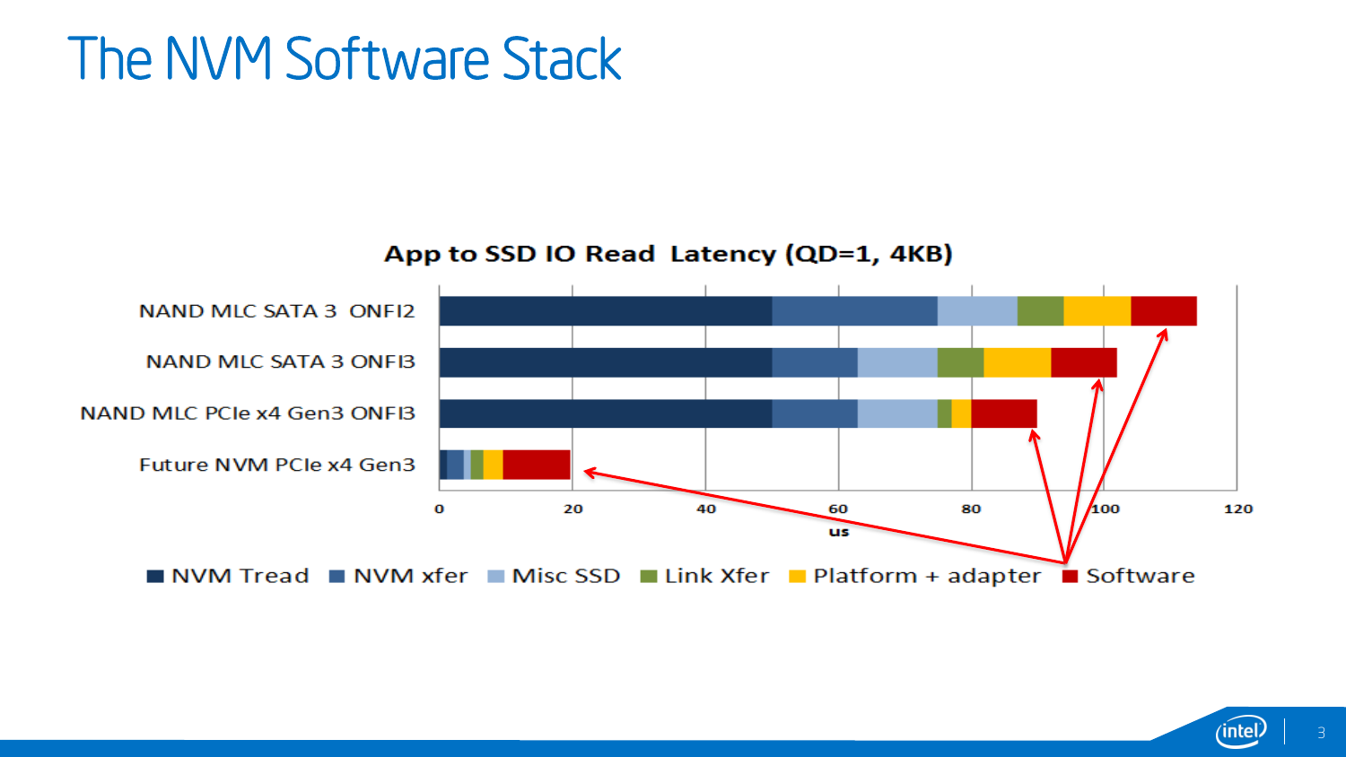# The NVM Software Stack

**App to SSD IO Read Latency (QD=1, 4KB)**

NAND MLC SATA 3 ONFI2

NAND MLC SATA 3 ONFI3

NAND MLC PCIe x4 Gen3 ONFI3

Future NVM PCIe x4 Gen3

0 20 40 60 80 100 120

us

NVM Tread | NVM xfer | Misc SSD | Link Xfer | Platform + adapter | Software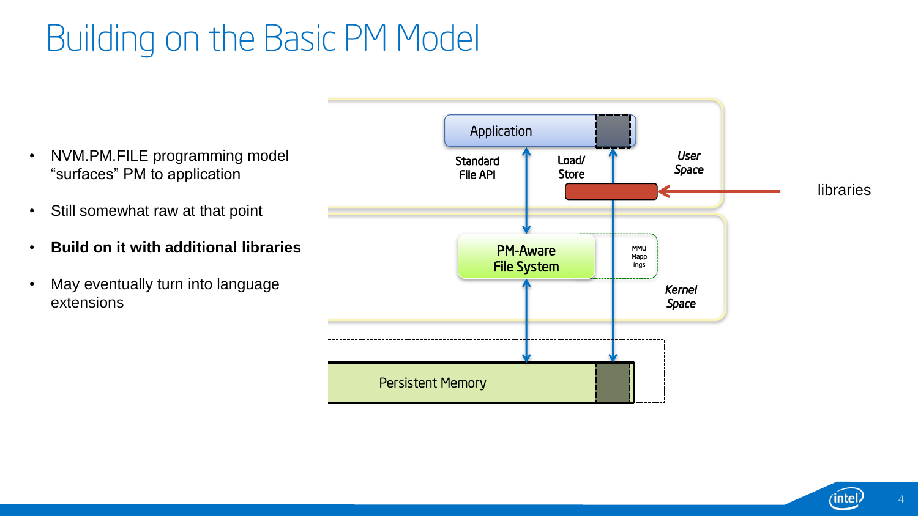# Building on the Basic PM Model

- NVM.PM.FILE programming model "surfaces" PM to application
- Still somewhat raw at that point
- **Build on it with additional libraries**
- May eventually turn into language extensions

Application

Standard File API

Load/ Store

*User Space*

libraries

PM-Aware File System

MMU Mappings

*Kernel Space*

Persistent Memory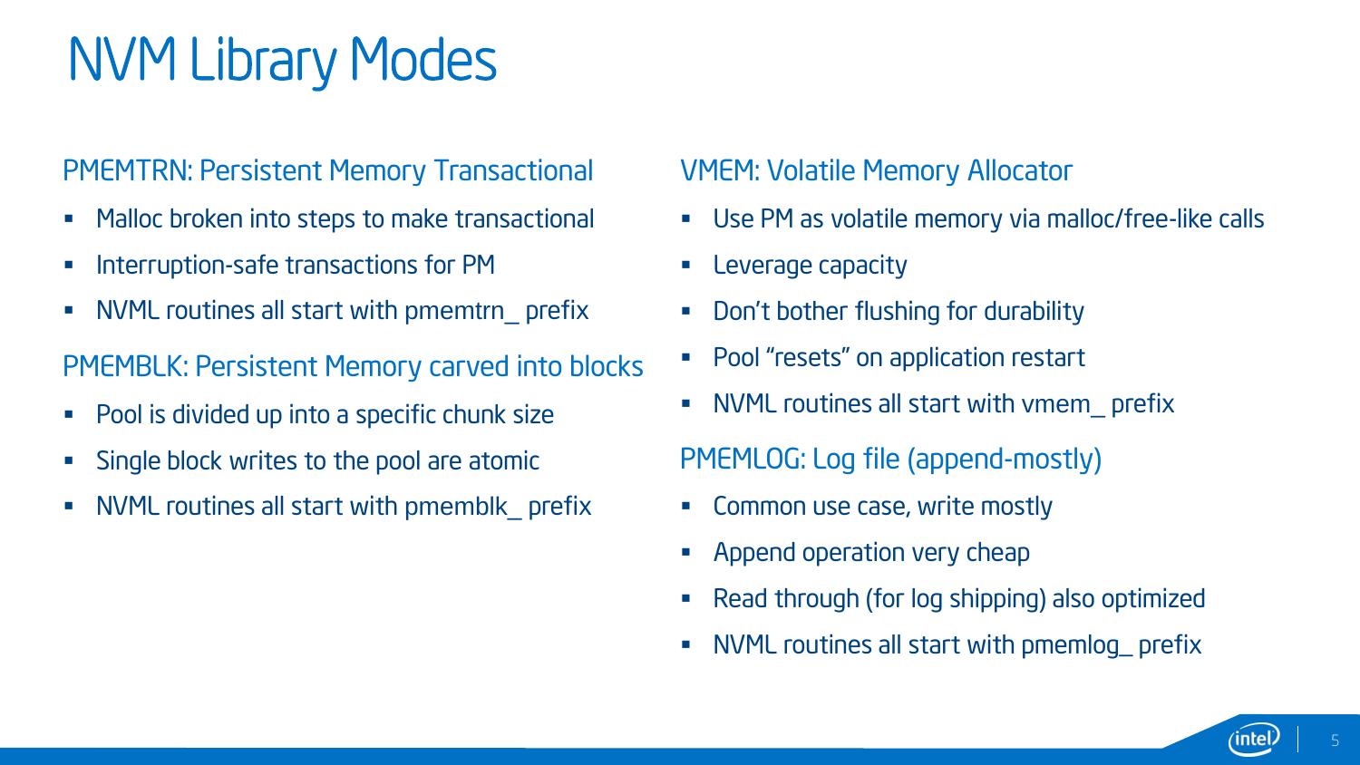# NVM Library Modes

## PMEMTRN: Persistent Memory Transactional

- Malloc broken into steps to make transactional
- Interruption-safe transactions for PM
- NVML routines all start with pmemtrn_ prefix

## PMEMBLK: Persistent Memory carved into blocks

- Pool is divided up into a specific chunk size
- Single block writes to the pool are atomic
- NVML routines all start with pmemblk_ prefix

## VMEM: Volatile Memory Allocator

- Use PM as volatile memory via malloc/free-like calls
- Leverage capacity
- Don't bother flushing for durability
- Pool "resets" on application restart
- NVML routines all start with vmem_ prefix

## PMEMLOG: Log file (append-mostly)

- Common use case, write mostly
- Append operation very cheap
- Read through (for log shipping) also optimized
- NVML routines all start with pmemlog_ prefix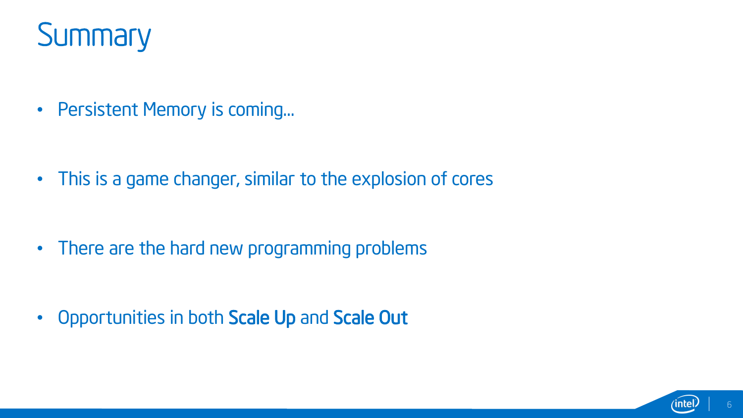# Summary

- Persistent Memory is coming…
- This is a game changer, similar to the explosion of cores
- There are the hard new programming problems
- Opportunities in both **Scale Up** and **Scale Out**